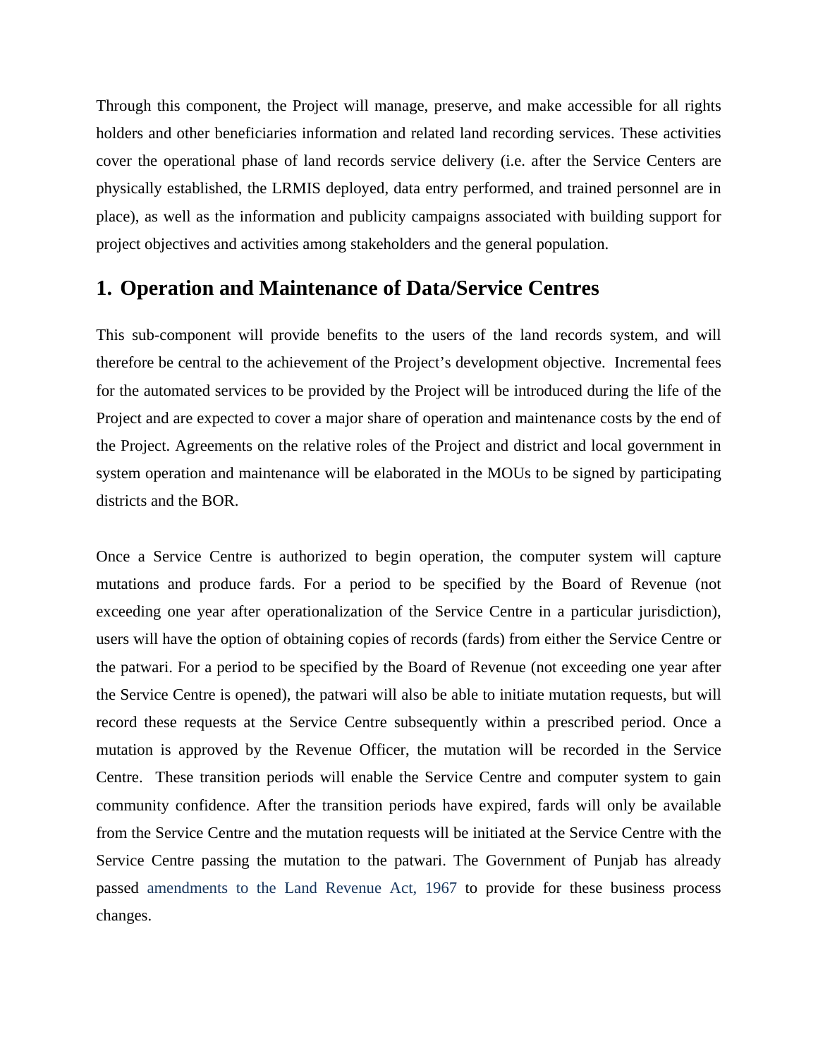Through this component, the Project will manage, preserve, and make accessible for all rights holders and other beneficiaries information and related land recording services. These activities cover the operational phase of land records service delivery (i.e. after the Service Centers are physically established, the LRMIS deployed, data entry performed, and trained personnel are in place), as well as the information and publicity campaigns associated with building support for project objectives and activities among stakeholders and the general population.

## 1. Operation and Maintenance of Data/Service Centres

This sub-component will provide benefits to the users of the land records system, and will therefore be central to the achievement of the Project's development objective. Incremental fees for the automated services to be provided by the Project will be introduced during the life of the Project and are expected to cover a major share of operation and maintenance costs by the end of the Project. Agreements on the relative roles of the Project and district and local government in system operation and maintenance will be elaborated in the MOUs to be signed by participating districts and the BOR.

Once a Service Centre is authorized to begin operation, the computer system will capture mutations and produce fards. For a period to be specified by the Board of Revenue (not exceeding one year after operationalization of the Service Centre in a particular jurisdiction), users will have the option of obtaining copies of records (fards) from either the Service Centre or the patwari. For a period to be specified by the Board of Revenue (not exceeding one year after the Service Centre is opened), the patwari will also be able to initiate mutation requests, but will record these requests at the Service Centre subsequently within a prescribed period. Once a mutation is approved by the Revenue Officer, the mutation will be recorded in the Service Centre. These transition periods will enable the Service Centre and computer system to gain community confidence. After the transition periods have expired, fards will only be available from the Service Centre and the mutation requests will be initiated at the Service Centre with the Service Centre passing the mutation to the patwari. The Government of Punjab has already passed amendments to the Land Revenue Act, 1967 to provide for these business process changes.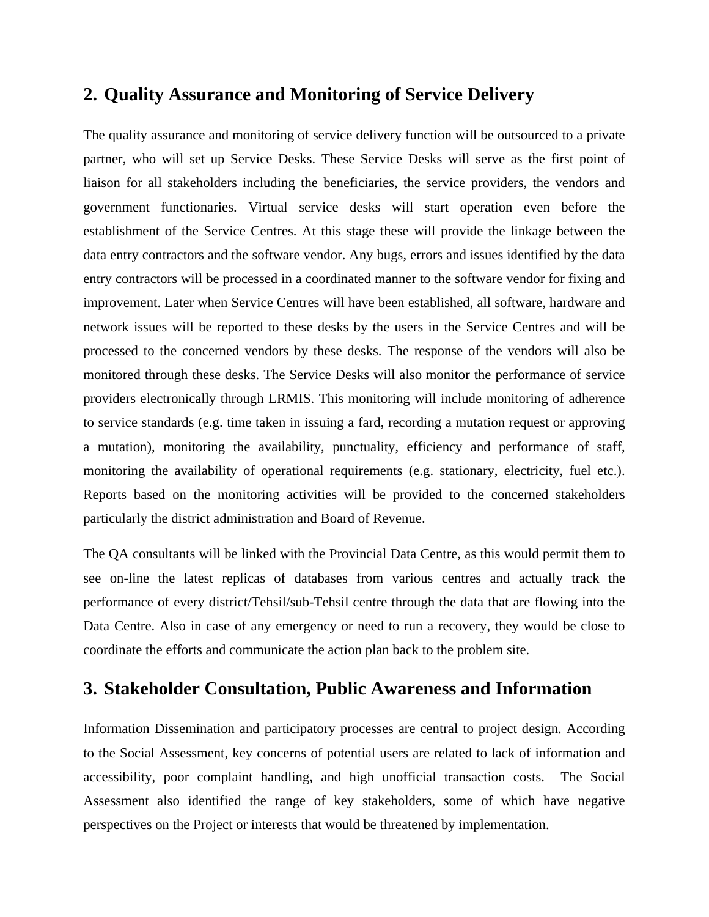## 2. Quality Assurance and Monitoring of Service Delivery

The quality assurance and monitoring of service delivery function will be outsourced to a private partner, who will set up Service Desks. These Service Desks will serve as the first point of liaison for all stakeholders including the beneficiaries, the service providers, the vendors and government functionaries. Virtual service desks will start operation even before the establishment of the Service Centres. At this stage these will provide the linkage between the data entry contractors and the software vendor. Any bugs, errors and issues identified by the data entry contractors will be processed in a coordinated manner to the software vendor for fixing and improvement. Later when Service Centres will have been established, all software, hardware and network issues will be reported to these desks by the users in the Service Centres and will be processed to the concerned vendors by these desks. The response of the vendors will also be monitored through these desks. The Service Desks will also monitor the performance of service providers electronically through LRMIS. This monitoring will include monitoring of adherence to service standards (e.g. time taken in issuing a fard, recording a mutation request or approving a mutation), monitoring the availability, punctuality, efficiency and performance of staff, monitoring the availability of operational requirements (e.g. stationary, electricity, fuel etc.). Reports based on the monitoring activities will be provided to the concerned stakeholders particularly the district administration and Board of Revenue.

The QA consultants will be linked with the Provincial Data Centre, as this would permit them to see on-line the latest replicas of databases from various centres and actually track the performance of every district/Tehsil/sub-Tehsil centre through the data that are flowing into the Data Centre. Also in case of any emergency or need to run a recovery, they would be close to coordinate the efforts and communicate the action plan back to the problem site.

## 3. Stakeholder Consultation, Public Awareness and Information

Information Dissemination and participatory processes are central to project design. According to the Social Assessment, key concerns of potential users are related to lack of information and accessibility, poor complaint handling, and high unofficial transaction costs. The Social Assessment also identified the range of key stakeholders, some of which have negative perspectives on the Project or interests that would be threatened by implementation.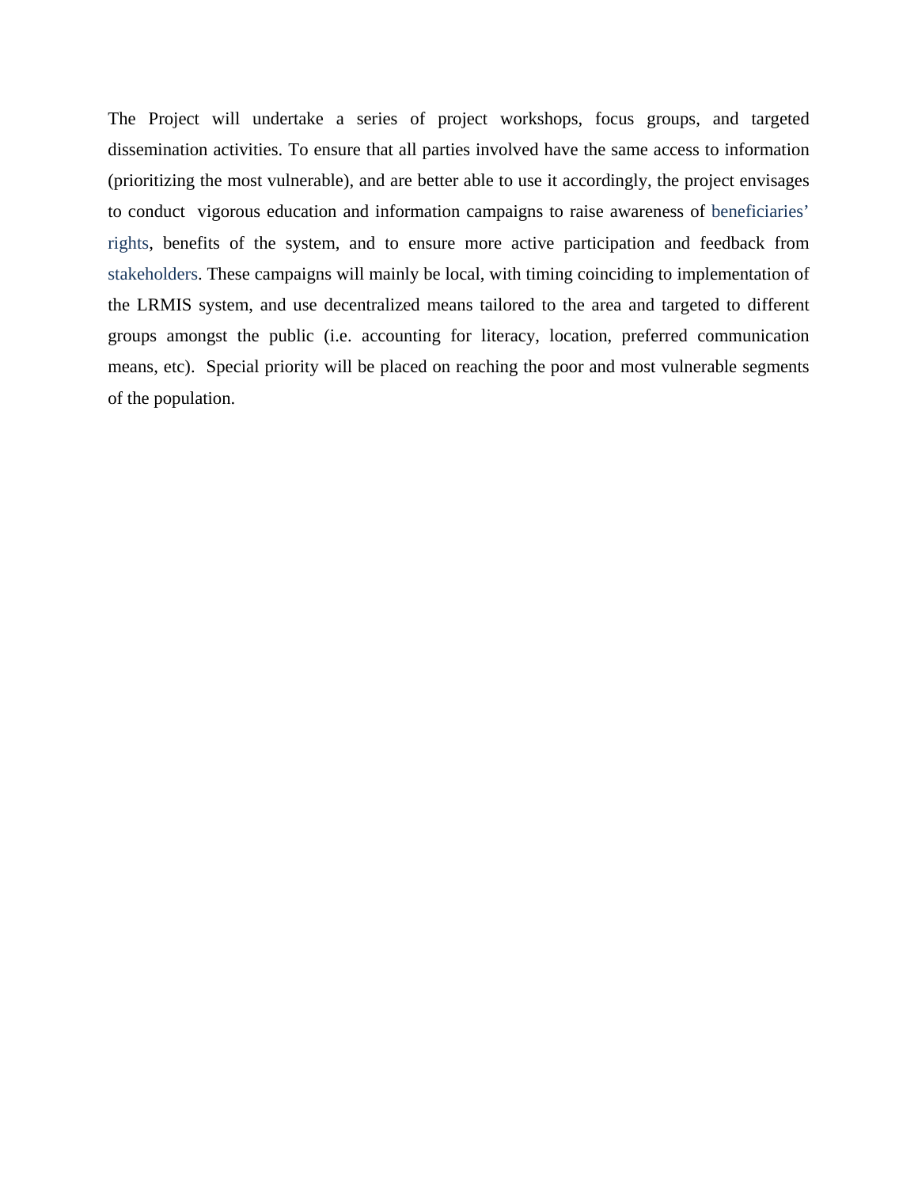The Project will undertake a series of project workshops, focus groups, and targeted dissemination activities. To ensure that all parties involved have the same access to information (prioritizing the most vulnerable), and are better able to use it accordingly, the project envisages to conduct vigorous education and information campaigns to raise awareness of beneficiaries' rights, benefits of the system, and to ensure more active participation and feedback from stakeholders. These campaigns will mainly be local, with timing coinciding to implementation of the LRMIS system, and use decentralized means tailored to the area and targeted to different groups amongst the public (i.e. accounting for literacy, location, preferred communication means, etc). Special priority will be placed on reaching the poor and most vulnerable segments of the population.